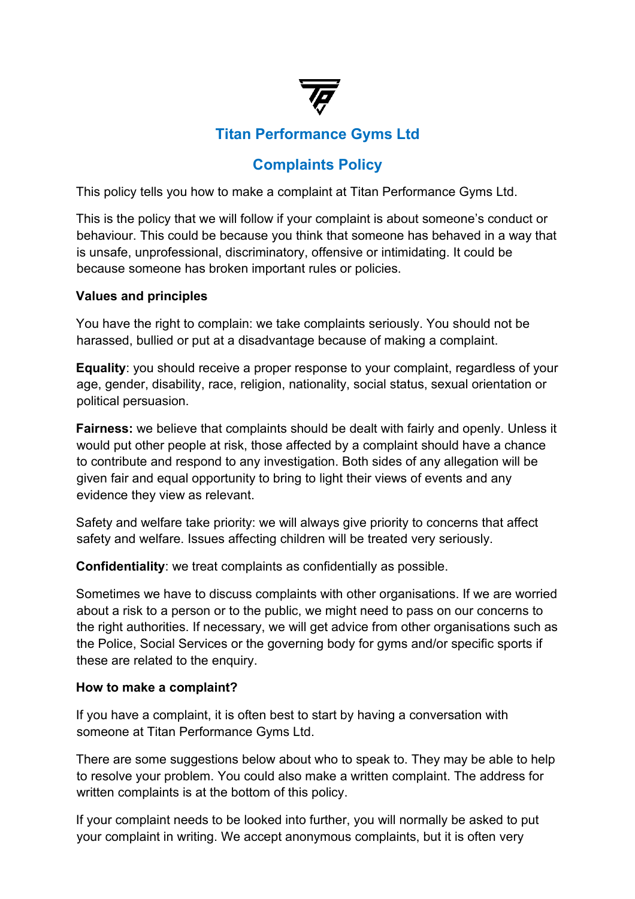# Titan Performance Gyms Ltd

## Complaints Policy

This policy tells you how to make a complaint at Titan Performance Gyms Ltd.

This is the policy that we will follow if your complaint is about someone's conduct or behaviour. This could be because you think that someone has behaved in a way that is unsafe, unprofessional, discriminatory, offensive or intimidating. It could be because someone has broken important rules or policies.

### Values and principles

You have the right to complain: we take complaints seriously. You should not be harassed, bullied or put at a disadvantage because of making a complaint.

**Equality**: you should receive a proper response to your complaint, regardless of your age, gender, disability, race, religion, nationality, social status, sexual orientation or political persuasion.

**Fairness:** we believe that complaints should be dealt with fairly and openly. Unless it would put other people at risk, those affected by a complaint should have a chance to contribute and respond to any investigation. Both sides of any allegation will be given fair and equal opportunity to bring to light their views of events and any evidence they view as relevant.

Safety and welfare take priority: we will always give priority to concerns that affect safety and welfare. Issues affecting children will be treated very seriously.

**Confidentiality**: we treat complaints as confidentially as possible.

Sometimes we have to discuss complaints with other organisations. If we are worried about a risk to a person or to the public, we might need to pass on our concerns to the right authorities. If necessary, we will get advice from other organisations such as the Police, Social Services or the governing body for gyms and/or specific sports if these are related to the enquiry.

### How to make a complaint?

If you have a complaint, it is often best to start by having a conversation with someone at Titan Performance Gyms Ltd.

There are some suggestions below about who to speak to. They may be able to help to resolve your problem. You could also make a written complaint. The address for written complaints is at the bottom of this policy.

If your complaint needs to be looked into further, you will normally be asked to put your complaint in writing. We accept anonymous complaints, but it is often very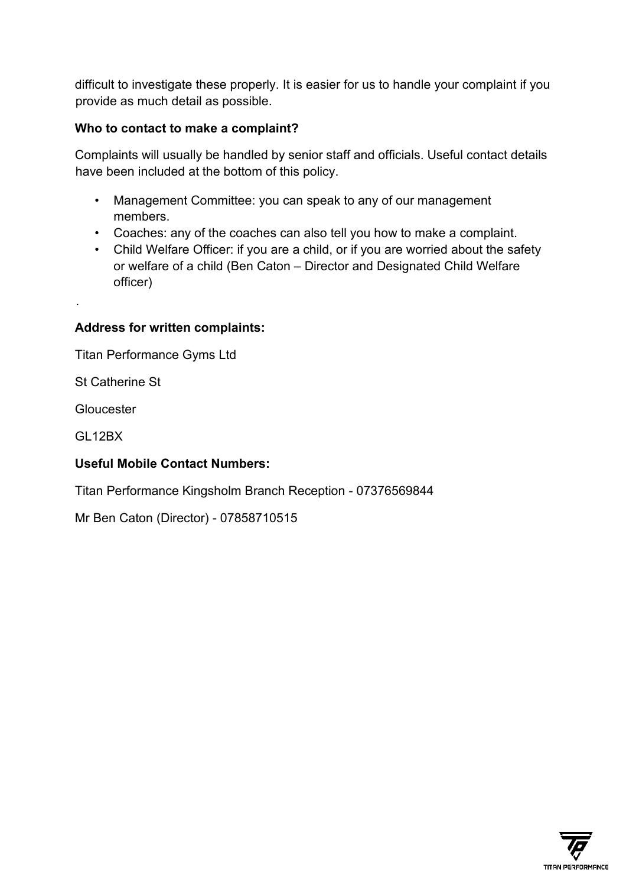difficult to investigate these properly. It is easier for us to handle your complaint if you provide as much detail as possible.

**Who to contact to make a complaint?**

Complaints will usually be handled by senior staff and officials. Useful contact details have been included at the bottom of this policy.

- Management Committee: you can speak to any of our management members.
- Coaches: any of the coaches can also tell you how to make a complaint.
- Child Welfare Officer: if you are a child, or if you are worried about the safety or welfare of a child (Ben Caton – Director and Designated Child Welfare officer)

.

**Address for written complaints:**

Titan Performance Gyms Ltd

St Catherine St

Gloucester

GL12BX

**Useful Mobile Contact Numbers:**

Titan Performance Kingsholm Branch Reception - 07376569844

Mr Ben Caton (Director) - 07858710515